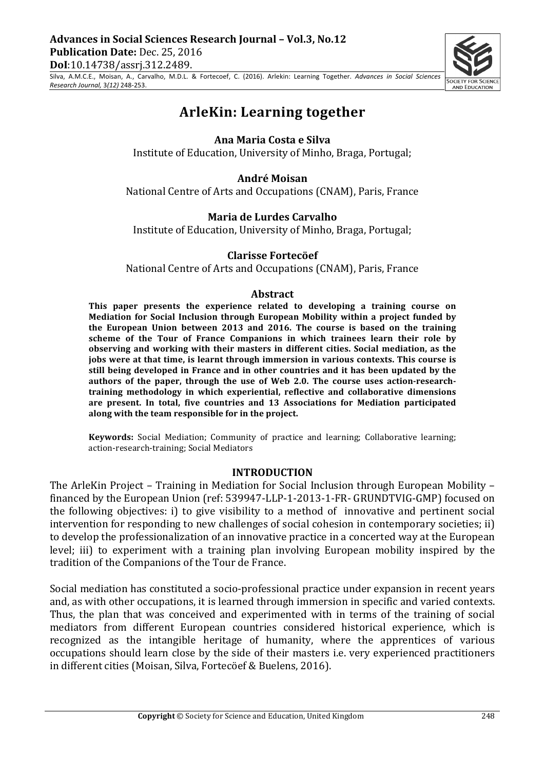# ArleKin: Learning together

**Ana Maria Costa e Silva**
Institute of Education, University of Minho, Braga, Portugal;

**André Moisan**
National Centre of Arts and Occupations (CNAM), Paris, France

**Maria de Lurdes Carvalho**
Institute of Education, University of Minho, Braga, Portugal;

**Clarisse Fortecöef**
National Centre of Arts and Occupations (CNAM), Paris, France

## Abstract

**This paper presents the experience related to developing a training course on Mediation for Social Inclusion through European Mobility within a project funded by the European Union between 2013 and 2016. The course is based on the training scheme of the Tour of France Companions in which trainees learn their role by observing and working with their masters in different cities. Social mediation, as the jobs were at that time, is learnt through immersion in various contexts. This course is still being developed in France and in other countries and it has been updated by the authors of the paper, through the use of Web 2.0. The course uses action-research-training methodology in which experiential, reflective and collaborative dimensions are present. In total, five countries and 13 Associations for Mediation participated along with the team responsible for in the project.**

**Keywords:** Social Mediation; Community of practice and learning; Collaborative learning; action-research-training; Social Mediators

## INTRODUCTION

The ArleKin Project – Training in Mediation for Social Inclusion through European Mobility – financed by the European Union (ref: 539947-LLP-1-2013-1-FR- GRUNDTVIG-GMP) focused on the following objectives: i) to give visibility to a method of innovative and pertinent social intervention for responding to new challenges of social cohesion in contemporary societies; ii) to develop the professionalization of an innovative practice in a concerted way at the European level; iii) to experiment with a training plan involving European mobility inspired by the tradition of the Companions of the Tour de France.

Social mediation has constituted a socio-professional practice under expansion in recent years and, as with other occupations, it is learned through immersion in specific and varied contexts. Thus, the plan that was conceived and experimented with in terms of the training of social mediators from different European countries considered historical experience, which is recognized as the intangible heritage of humanity, where the apprentices of various occupations should learn close by the side of their masters i.e. very experienced practitioners in different cities (Moisan, Silva, Fortecöef & Buelens, 2016).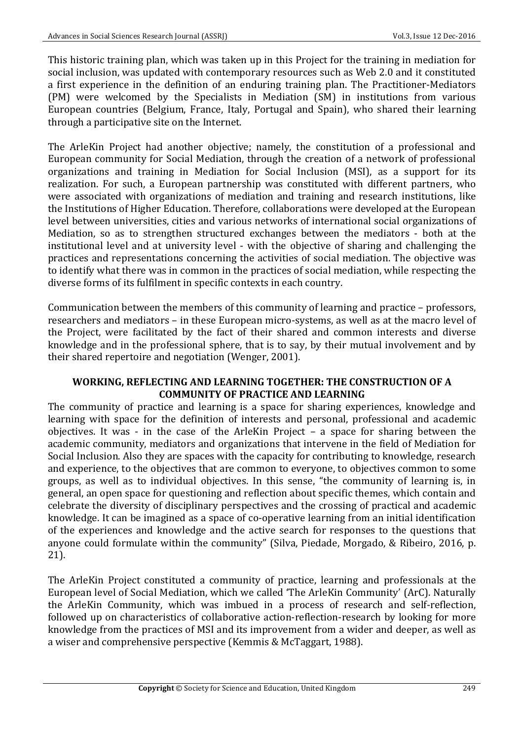This historic training plan, which was taken up in this Project for the training in mediation for social inclusion, was updated with contemporary resources such as Web 2.0 and it constituted a first experience in the definition of an enduring training plan. The Practitioner-Mediators (PM) were welcomed by the Specialists in Mediation (SM) in institutions from various European countries (Belgium, France, Italy, Portugal and Spain), who shared their learning through a participative site on the Internet.

The ArleKin Project had another objective; namely, the constitution of a professional and European community for Social Mediation, through the creation of a network of professional organizations and training in Mediation for Social Inclusion (MSI), as a support for its realization. For such, a European partnership was constituted with different partners, who were associated with organizations of mediation and training and research institutions, like the Institutions of Higher Education. Therefore, collaborations were developed at the European level between universities, cities and various networks of international social organizations of Mediation, so as to strengthen structured exchanges between the mediators - both at the institutional level and at university level - with the objective of sharing and challenging the practices and representations concerning the activities of social mediation. The objective was to identify what there was in common in the practices of social mediation, while respecting the diverse forms of its fulfilment in specific contexts in each country.

Communication between the members of this community of learning and practice – professors, researchers and mediators – in these European micro-systems, as well as at the macro level of the Project, were facilitated by the fact of their shared and common interests and diverse knowledge and in the professional sphere, that is to say, by their mutual involvement and by their shared repertoire and negotiation (Wenger, 2001).

## WORKING, REFLECTING AND LEARNING TOGETHER: THE CONSTRUCTION OF A COMMUNITY OF PRACTICE AND LEARNING

The community of practice and learning is a space for sharing experiences, knowledge and learning with space for the definition of interests and personal, professional and academic objectives. It was - in the case of the ArleKin Project – a space for sharing between the academic community, mediators and organizations that intervene in the field of Mediation for Social Inclusion. Also they are spaces with the capacity for contributing to knowledge, research and experience, to the objectives that are common to everyone, to objectives common to some groups, as well as to individual objectives. In this sense, "the community of learning is, in general, an open space for questioning and reflection about specific themes, which contain and celebrate the diversity of disciplinary perspectives and the crossing of practical and academic knowledge. It can be imagined as a space of co-operative learning from an initial identification of the experiences and knowledge and the active search for responses to the questions that anyone could formulate within the community" (Silva, Piedade, Morgado, & Ribeiro, 2016, p. 21).

The ArleKin Project constituted a community of practice, learning and professionals at the European level of Social Mediation, which we called 'The ArleKin Community' (ArC). Naturally the ArleKin Community, which was imbued in a process of research and self-reflection, followed up on characteristics of collaborative action-reflection-research by looking for more knowledge from the practices of MSI and its improvement from a wider and deeper, as well as a wiser and comprehensive perspective (Kemmis & McTaggart, 1988).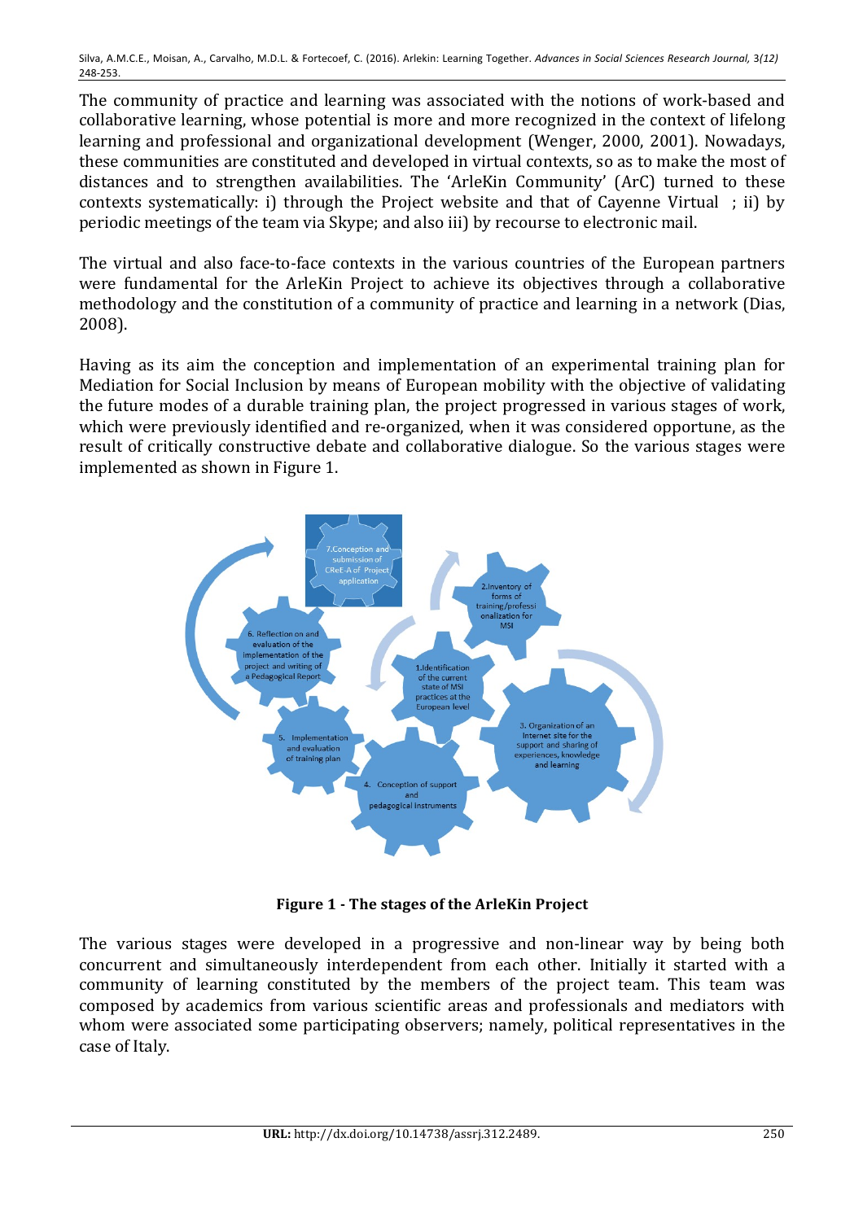The community of practice and learning was associated with the notions of work-based and collaborative learning, whose potential is more and more recognized in the context of lifelong learning and professional and organizational development (Wenger, 2000, 2001). Nowadays, these communities are constituted and developed in virtual contexts, so as to make the most of distances and to strengthen availabilities. The 'ArleKin Community' (ArC) turned to these contexts systematically: i) through the Project website and that of Cayenne Virtual ; ii) by periodic meetings of the team via Skype; and also iii) by recourse to electronic mail.

The virtual and also face-to-face contexts in the various countries of the European partners were fundamental for the ArleKin Project to achieve its objectives through a collaborative methodology and the constitution of a community of practice and learning in a network (Dias, 2008).

Having as its aim the conception and implementation of an experimental training plan for Mediation for Social Inclusion by means of European mobility with the objective of validating the future modes of a durable training plan, the project progressed in various stages of work, which were previously identified and re-organized, when it was considered opportune, as the result of critically constructive debate and collaborative dialogue. So the various stages were implemented as shown in Figure 1.

7.Conception and submission of CReE-A of Project application

2.Inventory of forms of training/professionalization for MSI

1.Identification of the current state of MSI practices at the European level

3. Organization of an Internet site for the support and sharing of experiences, knowledge and learning

4. Conception of support and pedagogical instruments

5. Implementation and evaluation of training plan

6. Reflection on and evaluation of the implementation of the project and writing of a Pedagogical Report

**Figure 1 - The stages of the ArleKin Project**

The various stages were developed in a progressive and non-linear way by being both concurrent and simultaneously interdependent from each other. Initially it started with a community of learning constituted by the members of the project team. This team was composed by academics from various scientific areas and professionals and mediators with whom were associated some participating observers; namely, political representatives in the case of Italy.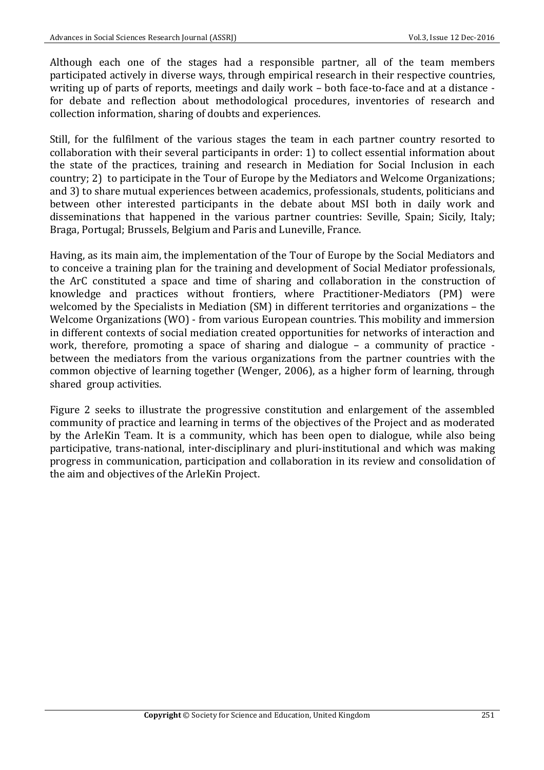Although each one of the stages had a responsible partner, all of the team members participated actively in diverse ways, through empirical research in their respective countries, writing up of parts of reports, meetings and daily work – both face-to-face and at a distance - for debate and reflection about methodological procedures, inventories of research and collection information, sharing of doubts and experiences.

Still, for the fulfilment of the various stages the team in each partner country resorted to collaboration with their several participants in order: 1) to collect essential information about the state of the practices, training and research in Mediation for Social Inclusion in each country; 2) to participate in the Tour of Europe by the Mediators and Welcome Organizations; and 3) to share mutual experiences between academics, professionals, students, politicians and between other interested participants in the debate about MSI both in daily work and disseminations that happened in the various partner countries: Seville, Spain; Sicily, Italy; Braga, Portugal; Brussels, Belgium and Paris and Luneville, France.

Having, as its main aim, the implementation of the Tour of Europe by the Social Mediators and to conceive a training plan for the training and development of Social Mediator professionals, the ArC constituted a space and time of sharing and collaboration in the construction of knowledge and practices without frontiers, where Practitioner-Mediators (PM) were welcomed by the Specialists in Mediation (SM) in different territories and organizations – the Welcome Organizations (WO) - from various European countries. This mobility and immersion in different contexts of social mediation created opportunities for networks of interaction and work, therefore, promoting a space of sharing and dialogue – a community of practice - between the mediators from the various organizations from the partner countries with the common objective of learning together (Wenger, 2006), as a higher form of learning, through shared group activities.

Figure 2 seeks to illustrate the progressive constitution and enlargement of the assembled community of practice and learning in terms of the objectives of the Project and as moderated by the ArleKin Team. It is a community, which has been open to dialogue, while also being participative, trans-national, inter-disciplinary and pluri-institutional and which was making progress in communication, participation and collaboration in its review and consolidation of the aim and objectives of the ArleKin Project.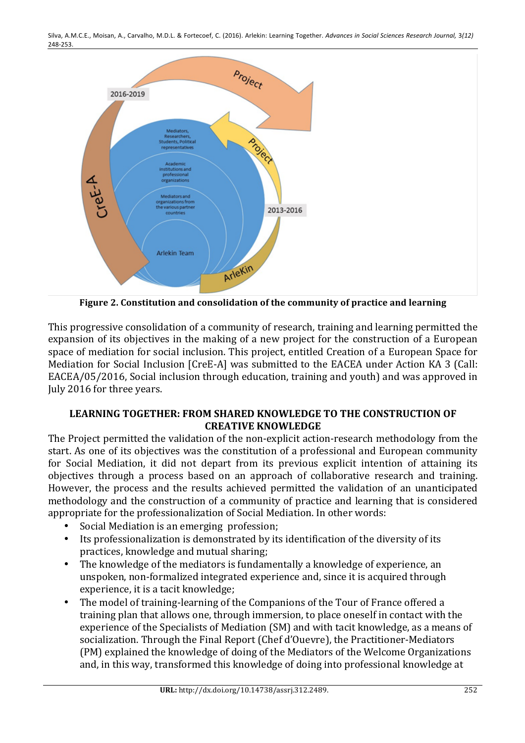Figure 2. Constitution and consolidation of the community of practice and learning

This progressive consolidation of a community of research, training and learning permitted the expansion of its objectives in the making of a new project for the construction of a European space of mediation for social inclusion. This project, entitled Creation of a European Space for Mediation for Social Inclusion [CreE-A] was submitted to the EACEA under Action KA 3 (Call: EACEA/05/2016, Social inclusion through education, training and youth) and was approved in July 2016 for three years.

## LEARNING TOGETHER: FROM SHARED KNOWLEDGE TO THE CONSTRUCTION OF CREATIVE KNOWLEDGE

The Project permitted the validation of the non-explicit action-research methodology from the start. As one of its objectives was the constitution of a professional and European community for Social Mediation, it did not depart from its previous explicit intention of attaining its objectives through a process based on an approach of collaborative research and training. However, the process and the results achieved permitted the validation of an unanticipated methodology and the construction of a community of practice and learning that is considered appropriate for the professionalization of Social Mediation. In other words:

- Social Mediation is an emerging profession;
- Its professionalization is demonstrated by its identification of the diversity of its practices, knowledge and mutual sharing;
- The knowledge of the mediators is fundamentally a knowledge of experience, an unspoken, non-formalized integrated experience and, since it is acquired through experience, it is a tacit knowledge;
- The model of training-learning of the Companions of the Tour of France offered a training plan that allows one, through immersion, to place oneself in contact with the experience of the Specialists of Mediation (SM) and with tacit knowledge, as a means of socialization. Through the Final Report (Chef d'Ouevre), the Practitioner-Mediators (PM) explained the knowledge of doing of the Mediators of the Welcome Organizations and, in this way, transformed this knowledge of doing into professional knowledge at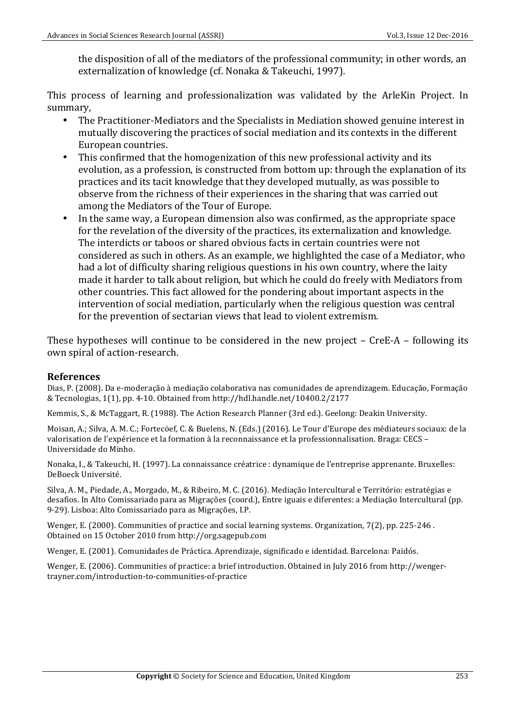the disposition of all of the mediators of the professional community; in other words, an externalization of knowledge (cf. Nonaka & Takeuchi, 1997).

This process of learning and professionalization was validated by the ArleKin Project. In summary,

- The Practitioner-Mediators and the Specialists in Mediation showed genuine interest in mutually discovering the practices of social mediation and its contexts in the different European countries.
- This confirmed that the homogenization of this new professional activity and its evolution, as a profession, is constructed from bottom up: through the explanation of its practices and its tacit knowledge that they developed mutually, as was possible to observe from the richness of their experiences in the sharing that was carried out among the Mediators of the Tour of Europe.
- In the same way, a European dimension also was confirmed, as the appropriate space for the revelation of the diversity of the practices, its externalization and knowledge. The interdicts or taboos or shared obvious facts in certain countries were not considered as such in others. As an example, we highlighted the case of a Mediator, who had a lot of difficulty sharing religious questions in his own country, where the laity made it harder to talk about religion, but which he could do freely with Mediators from other countries. This fact allowed for the pondering about important aspects in the intervention of social mediation, particularly when the religious question was central for the prevention of sectarian views that lead to violent extremism.

These hypotheses will continue to be considered in the new project – CreE-A – following its own spiral of action-research.

## References

Dias, P. (2008). Da e-moderação à mediação colaborativa nas comunidades de aprendizagem. Educação, Formação & Tecnologias, 1(1), pp. 4-10. Obtained from http://hdl.handle.net/10400.2/2177

Kemmis, S., & McTaggart, R. (1988). The Action Research Planner (3rd ed.). Geelong: Deakin University.

Moisan, A.; Silva, A. M. C.; Fortecöef, C. & Buelens, N. (Eds.) (2016). Le Tour d'Europe des médiateurs sociaux: de la valorisation de l'expérience et la formation à la reconnaissance et la professionnalisation. Braga: CECS – Universidade do Minho.

Nonaka, I., & Takeuchi, H. (1997). La connaissance créatrice : dynamique de l'entreprise apprenante. Bruxelles: DeBoeck Université.

Silva, A. M., Piedade, A., Morgado, M., & Ribeiro, M. C. (2016). Mediação Intercultural e Território: estratégias e desafios. In Alto Comissariado para as Migrações (coord.), Entre iguais e diferentes: a Mediação Intercultural (pp. 9-29). Lisboa: Alto Comissariado para as Migrações, I.P.

Wenger, E. (2000). Communities of practice and social learning systems. Organization, 7(2), pp. 225-246 . Obtained on 15 October 2010 from http://org.sagepub.com

Wenger, E. (2001). Comunidades de Práctica. Aprendizaje, significado e identidad. Barcelona: Paidós.

Wenger, E. (2006). Communities of practice: a brief introduction. Obtained in July 2016 from http://wenger-trayner.com/introduction-to-communities-of-practice